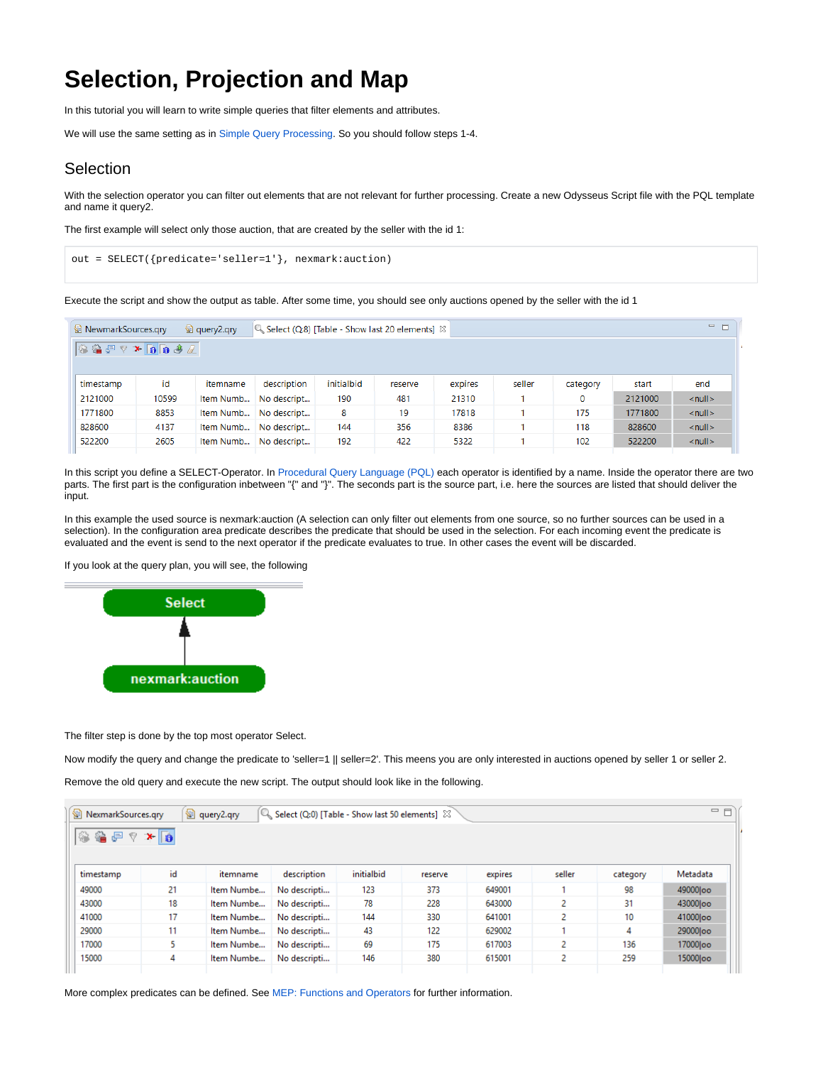# Selection, Projection and Map

In this tutorial you will learn to write simple queries that filter elements and attributes.

We will use the same setting as in Simple Query Processing. So you should follow steps 1-4.

## Selection

With the selection operator you can filter out elements that are not relevant for further processing. Create a new Odysseus Script file with the PQL template and name it query2.

The first example will select only those auction, that are created by the seller with the id 1:

```
out = SELECT({predicate='seller=1'}, nexmark:auction)
```

Execute the script and show the output as table. After some time, you should see only auctions opened by the seller with the id 1

| timestamp | id | itemname | description | initialbid | reserve | expires | seller | category | start | end |
|---|---|---|---|---|---|---|---|---|---|---|
| 2121000 | 10599 | Item Numb... | No descript... | 190 | 481 | 21310 | 1 | 0 | 2121000 | <null> |
| 1771800 | 8853 | Item Numb... | No descript... | 8 | 19 | 17818 | 1 | 175 | 1771800 | <null> |
| 828600 | 4137 | Item Numb... | No descript... | 144 | 356 | 8386 | 1 | 118 | 828600 | <null> |
| 522200 | 2605 | Item Numb... | No descript... | 192 | 422 | 5322 | 1 | 102 | 522200 | <null> |

In this script you define a SELECT-Operator. In Procedural Query Language (PQL) each operator is identified by a name. Inside the operator there are two parts. The first part is the configuration inbetween "{" and "}". The seconds part is the source part, i.e. here the sources are listed that should deliver the input.

In this example the used source is nexmark:auction (A selection can only filter out elements from one source, so no further sources can be used in a selection). In the configuration area predicate describes the predicate that should be used in the selection. For each incoming event the predicate is evaluated and the event is send to the next operator if the predicate evaluates to true. In other cases the event will be discarded.

If you look at the query plan, you will see, the following

Select

↑

nexmark:auction

The filter step is done by the top most operator Select.

Now modify the query and change the predicate to 'seller=1 || seller=2'. This meens you are only interested in auctions opened by seller 1 or seller 2.

Remove the old query and execute the new script. The output should look like in the following.

| timestamp | id | itemname | description | initialbid | reserve | expires | seller | category | Metadata |
|---|---|---|---|---|---|---|---|---|---|
| 49000 | 21 | Item Numbe... | No descripti... | 123 | 373 | 649001 | 1 | 98 | 49000\|oo |
| 43000 | 18 | Item Numbe... | No descripti... | 78 | 228 | 643000 | 2 | 31 | 43000\|oo |
| 41000 | 17 | Item Numbe... | No descripti... | 144 | 330 | 641001 | 2 | 10 | 41000\|oo |
| 29000 | 11 | Item Numbe... | No descripti... | 43 | 122 | 629002 | 1 | 4 | 29000\|oo |
| 17000 | 5 | Item Numbe... | No descripti... | 69 | 175 | 617003 | 2 | 136 | 17000\|oo |
| 15000 | 4 | Item Numbe... | No descripti... | 146 | 380 | 615001 | 2 | 259 | 15000\|oo |

More complex predicates can be defined. See MEP: Functions and Operators for further information.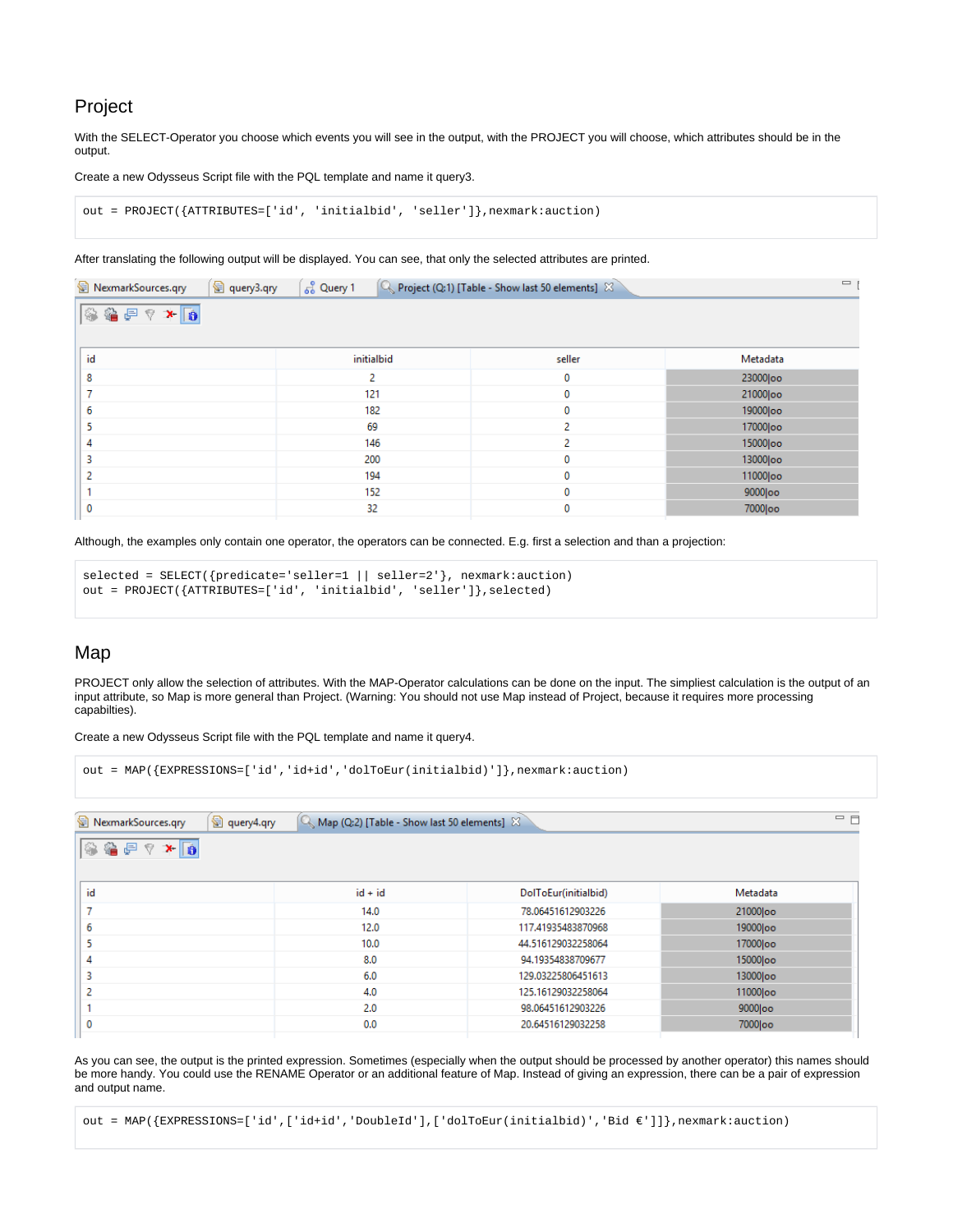## Project

With the SELECT-Operator you choose which events you will see in the output, with the PROJECT you will choose, which attributes should be in the output.

Create a new Odysseus Script file with the PQL template and name it query3.

```
out = PROJECT({ATTRIBUTES=['id', 'initialbid', 'seller']},nexmark:auction)
```

After translating the following output will be displayed. You can see, that only the selected attributes are printed.

| id | initialbid | seller | Metadata |
|---|---|---|---|
| 8 | 2 | 0 | 23000\|oo |
| 7 | 121 | 0 | 21000\|oo |
| 6 | 182 | 0 | 19000\|oo |
| 5 | 69 | 2 | 17000\|oo |
| 4 | 146 | 2 | 15000\|oo |
| 3 | 200 | 0 | 13000\|oo |
| 2 | 194 | 0 | 11000\|oo |
| 1 | 152 | 0 | 9000\|oo |
| 0 | 32 | 0 | 7000\|oo |

Although, the examples only contain one operator, the operators can be connected. E.g. first a selection and than a projection:

```
selected = SELECT({predicate='seller=1 || seller=2'}, nexmark:auction)
out = PROJECT({ATTRIBUTES=['id', 'initialbid', 'seller']},selected)
```

## Map

PROJECT only allow the selection of attributes. With the MAP-Operator calculations can be done on the input. The simpliest calculation is the output of an input attribute, so Map is more general than Project. (Warning: You should not use Map instead of Project, because it requires more processing capabilties).

Create a new Odysseus Script file with the PQL template and name it query4.

```
out = MAP({EXPRESSIONS=['id','id+id','dolToEur(initialbid)']},nexmark:auction)
```

| id | id + id | DolToEur(initialbid) | Metadata |
|---|---|---|---|
| 7 | 14.0 | 78.06451612903226 | 21000\|oo |
| 6 | 12.0 | 117.41935483870968 | 19000\|oo |
| 5 | 10.0 | 44.516129032258064 | 17000\|oo |
| 4 | 8.0 | 94.19354838709677 | 15000\|oo |
| 3 | 6.0 | 129.03225806451613 | 13000\|oo |
| 2 | 4.0 | 125.16129032258064 | 11000\|oo |
| 1 | 2.0 | 98.06451612903226 | 9000\|oo |
| 0 | 0.0 | 20.64516129032258 | 7000\|oo |

As you can see, the output is the printed expression. Sometimes (especially when the output should be processed by another operator) this names should be more handy. You could use the RENAME Operator or an additional feature of Map. Instead of giving an expression, there can be a pair of expression and output name.

```
out = MAP({EXPRESSIONS=['id',['id+id','DoubleId'],['dolToEur(initialbid)','Bid €']]},nexmark:auction)
```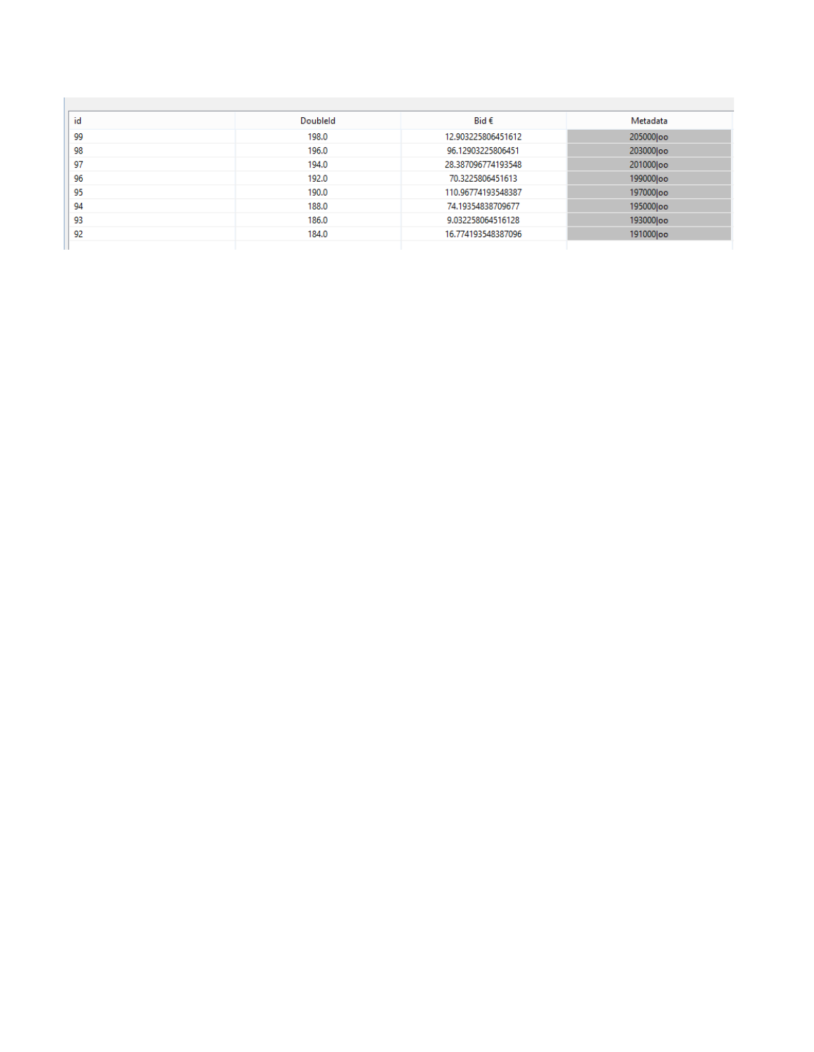| id | DoubleId | Bid € | Metadata |
| --- | --- | --- | --- |
| 99 | 198.0 | 12.903225806451612 | 205000\|oo |
| 98 | 196.0 | 96.12903225806451 | 203000\|oo |
| 97 | 194.0 | 28.387096774193548 | 201000\|oo |
| 96 | 192.0 | 70.3225806451613 | 199000\|oo |
| 95 | 190.0 | 110.96774193548387 | 197000\|oo |
| 94 | 188.0 | 74.19354838709677 | 195000\|oo |
| 93 | 186.0 | 9.032258064516128 | 193000\|oo |
| 92 | 184.0 | 16.774193548387096 | 191000\|oo |